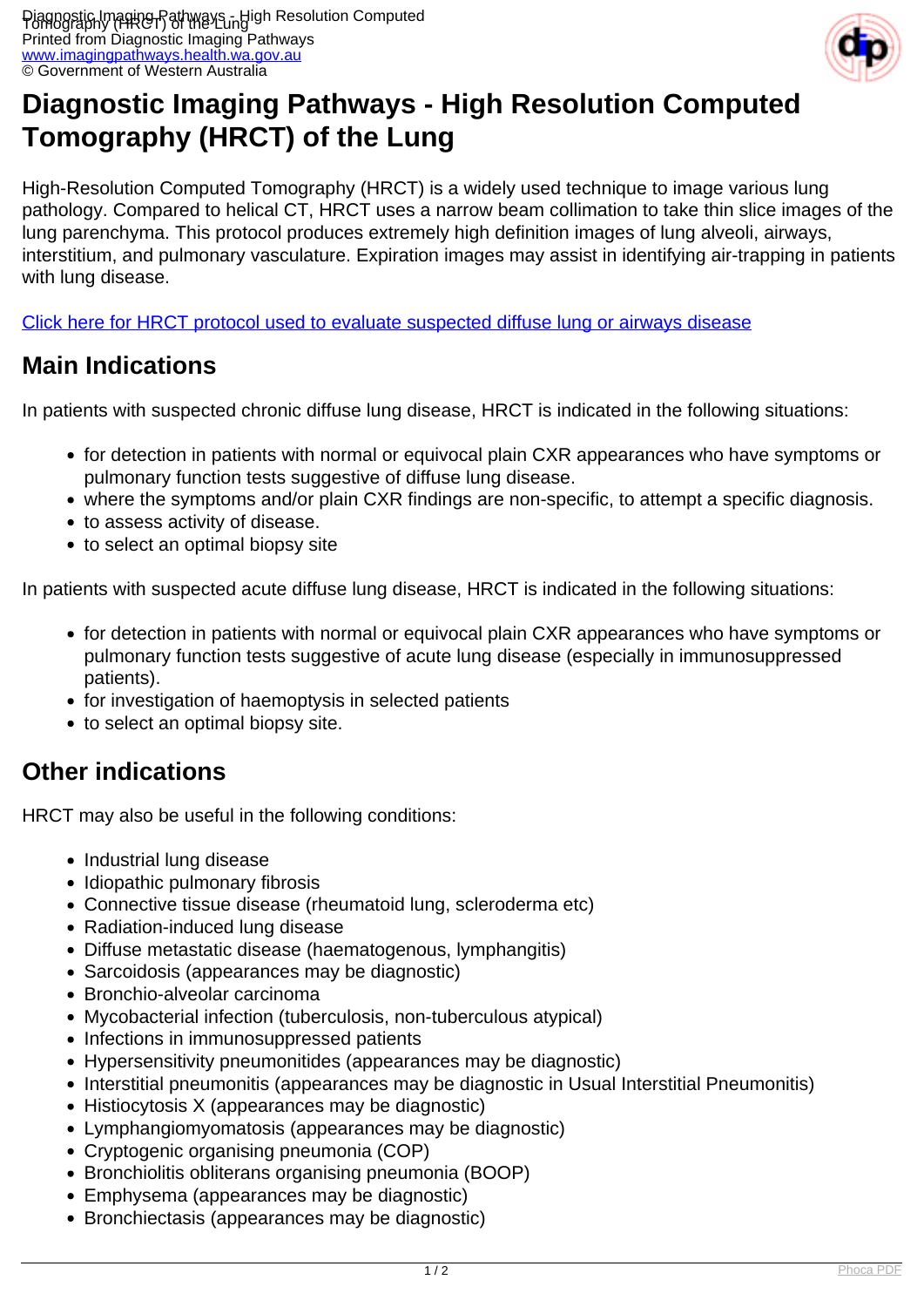# Diagnostic Imaging Pathways - High Resolution Computed Tomography (HRCT) of the Lung

High-Resolution Computed Tomography (HRCT) is a widely used technique to image various lung pathology. Compared to helical CT, HRCT uses a narrow beam collimation to take thin slice images of the lung parenchyma. This protocol produces extremely high definition images of lung alveoli, airways, interstitium, and pulmonary vasculature. Expiration images may assist in identifying air-trapping in patients with lung disease.

Click here for HRCT protocol used to evaluate suspected diffuse lung or airways disease

## Main Indications

In patients with suspected chronic diffuse lung disease, HRCT is indicated in the following situations:

- for detection in patients with normal or equivocal plain CXR appearances who have symptoms or pulmonary function tests suggestive of diffuse lung disease.
- where the symptoms and/or plain CXR findings are non-specific, to attempt a specific diagnosis.
- to assess activity of disease.
- to select an optimal biopsy site

In patients with suspected acute diffuse lung disease, HRCT is indicated in the following situations:

- for detection in patients with normal or equivocal plain CXR appearances who have symptoms or pulmonary function tests suggestive of acute lung disease (especially in immunosuppressed patients).
- for investigation of haemoptysis in selected patients
- to select an optimal biopsy site.

## Other indications

HRCT may also be useful in the following conditions:

- Industrial lung disease
- Idiopathic pulmonary fibrosis
- Connective tissue disease (rheumatoid lung, scleroderma etc)
- Radiation-induced lung disease
- Diffuse metastatic disease (haematogenous, lymphangitis)
- Sarcoidosis (appearances may be diagnostic)
- Bronchio-alveolar carcinoma
- Mycobacterial infection (tuberculosis, non-tuberculous atypical)
- Infections in immunosuppressed patients
- Hypersensitivity pneumonitides (appearances may be diagnostic)
- Interstitial pneumonitis (appearances may be diagnostic in Usual Interstitial Pneumonitis)
- Histiocytosis X (appearances may be diagnostic)
- Lymphangiomyomatosis (appearances may be diagnostic)
- Cryptogenic organising pneumonia (COP)
- Bronchiolitis obliterans organising pneumonia (BOOP)
- Emphysema (appearances may be diagnostic)
- Bronchiectasis (appearances may be diagnostic)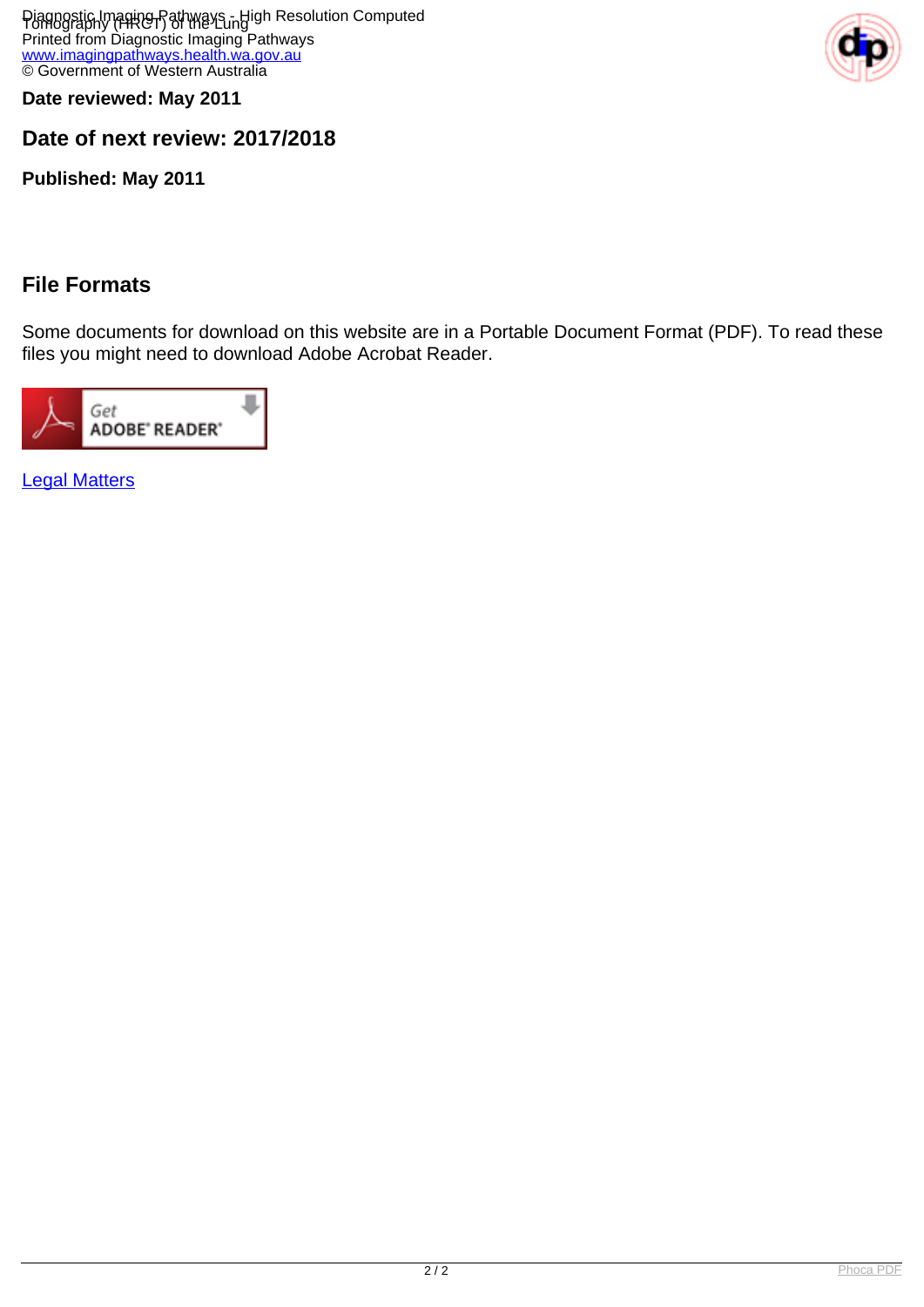**Date reviewed: May 2011**

## Date of next review: 2017/2018

**Published: May 2011**

## File Formats

Some documents for download on this website are in a Portable Document Format (PDF). To read these files you might need to download Adobe Acrobat Reader.

Get ADOBE® READER®

[Legal Matters]